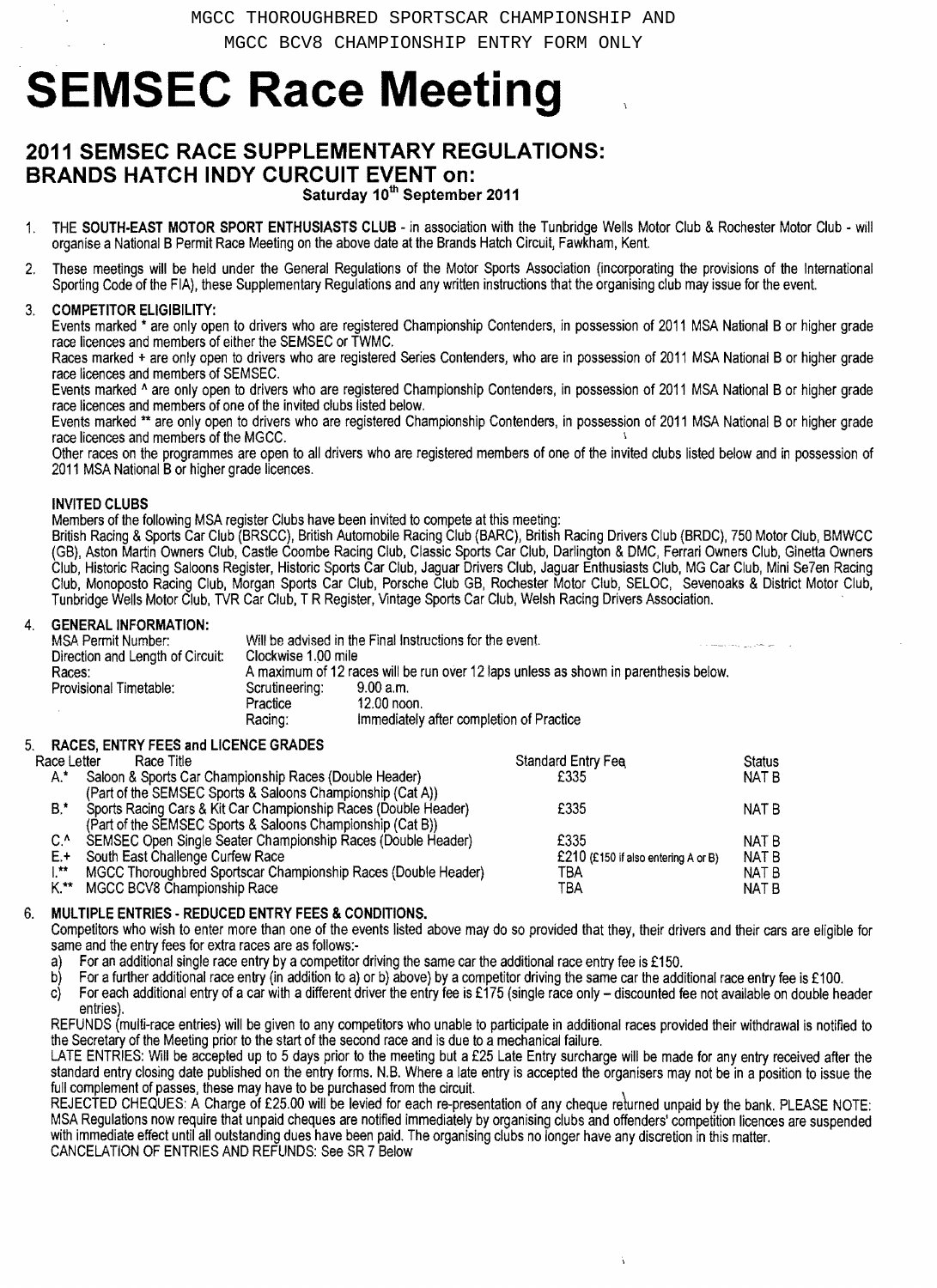MGCC THOROUGHBRED SPORTSCAR CHAMPIONSHIP AND
MGCC BCV8 CHAMPIONSHIP ENTRY FORM ONLY

# SEMSEC Race Meeting

## 2011 SEMSEC RACE SUPPLEMENTARY REGULATIONS: BRANDS HATCH INDY CURCUIT EVENT on:

### Saturday 10th September 2011

1. THE **SOUTH-EAST MOTOR SPORT ENTHUSIASTS CLUB** - in association with the Tunbridge Wells Motor Club & Rochester Motor Club - will organise a National B Permit Race Meeting on the above date at the Brands Hatch Circuit, Fawkham, Kent.

2. These meetings will be held under the General Regulations of the Motor Sports Association (incorporating the provisions of the International Sporting Code of the FIA), these Supplementary Regulations and any written instructions that the organising club may issue for the event.

3. **COMPETITOR ELIGIBILITY:**

   Events marked * are only open to drivers who are registered Championship Contenders, in possession of 2011 MSA National B or higher grade race licences and members of either the SEMSEC or TWMC.

   Races marked + are only open to drivers who are registered Series Contenders, who are in possession of 2011 MSA National B or higher grade race licences and members of SEMSEC.

   Events marked ^ are only open to drivers who are registered Championship Contenders, in possession of 2011 MSA National B or higher grade race licences and members of one of the invited clubs listed below.

   Events marked ** are only open to drivers who are registered Championship Contenders, in possession of 2011 MSA National B or higher grade race licences and members of the MGCC.

   Other races on the programmes are open to all drivers who are registered members of one of the invited clubs listed below and in possession of 2011 MSA National B or higher grade licences.

   **INVITED CLUBS**

   Members of the following MSA register Clubs have been invited to compete at this meeting:

   British Racing & Sports Car Club (BRSCC), British Automobile Racing Club (BARC), British Racing Drivers Club (BRDC), 750 Motor Club, BMWCC (GB), Aston Martin Owners Club, Castle Coombe Racing Club, Classic Sports Car Club, Darlington & DMC, Ferrari Owners Club, Ginetta Owners Club, Historic Racing Saloons Register, Historic Sports Car Club, Jaguar Drivers Club, Jaguar Enthusiasts Club, MG Car Club, Mini Se7en Racing Club, Monoposto Racing Club, Morgan Sports Car Club, Porsche Club GB, Rochester Motor Club, SELOC, Sevenoaks & District Motor Club, Tunbridge Wells Motor Club, TVR Car Club, T R Register, Vintage Sports Car Club, Welsh Racing Drivers Association.

4. **GENERAL INFORMATION:**

| | | |
|---|---|---|
| MSA Permit Number: | Will be advised in the Final Instructions for the event. | |
| Direction and Length of Circuit: | Clockwise 1.00 mile | |
| Races: | A maximum of 12 races will be run over 12 laps unless as shown in parenthesis below. | |
| Provisional Timetable: | Scrutineering: | 9.00 a.m. |
| | Practice | 12.00 noon. |
| | Racing: | Immediately after completion of Practice |

5. **RACES, ENTRY FEES and LICENCE GRADES**

| Race Letter | Race Title | Standard Entry Fee | Status |
|---|---|---|---|
| A.* | Saloon & Sports Car Championship Races (Double Header) (Part of the SEMSEC Sports & Saloons Championship (Cat A)) | £335 | NAT B |
| B.* | Sports Racing Cars & Kit Car Championship Races (Double Header) (Part of the SEMSEC Sports & Saloons Championship (Cat B)) | £335 | NAT B |
| C.^ | SEMSEC Open Single Seater Championship Races (Double Header) | £335 | NAT B |
| E.+ | South East Challenge Curfew Race | £210 (£150 if also entering A or B) | NAT B |
| I.** | MGCC Thoroughbred Sportscar Championship Races (Double Header) | TBA | NAT B |
| K.** | MGCC BCV8 Championship Race | TBA | NAT B |

6. **MULTIPLE ENTRIES - REDUCED ENTRY FEES & CONDITIONS.**

   Competitors who wish to enter more than one of the events listed above may do so provided that they, their drivers and their cars are eligible for same and the entry fees for extra races are as follows:-

   a) For an additional single race entry by a competitor driving the same car the additional race entry fee is £150.
   b) For a further additional race entry (in addition to a) or b) above) by a competitor driving the same car the additional race entry fee is £100.
   c) For each additional entry of a car with a different driver the entry fee is £175 (single race only – discounted fee not available on double header entries).

   REFUNDS (multi-race entries) will be given to any competitors who unable to participate in additional races provided their withdrawal is notified to the Secretary of the Meeting prior to the start of the second race and is due to a mechanical failure.

   LATE ENTRIES: Will be accepted up to 5 days prior to the meeting but a £25 Late Entry surcharge will be made for any entry received after the standard entry closing date published on the entry forms. N.B. Where a late entry is accepted the organisers may not be in a position to issue the full complement of passes, these may have to be purchased from the circuit.

   REJECTED CHEQUES: A Charge of £25.00 will be levied for each re-presentation of any cheque returned unpaid by the bank. PLEASE NOTE: MSA Regulations now require that unpaid cheques are notified immediately by organising clubs and offenders' competition licences are suspended with immediate effect until all outstanding dues have been paid. The organising clubs no longer have any discretion in this matter.

   CANCELATION OF ENTRIES AND REFUNDS: See SR 7 Below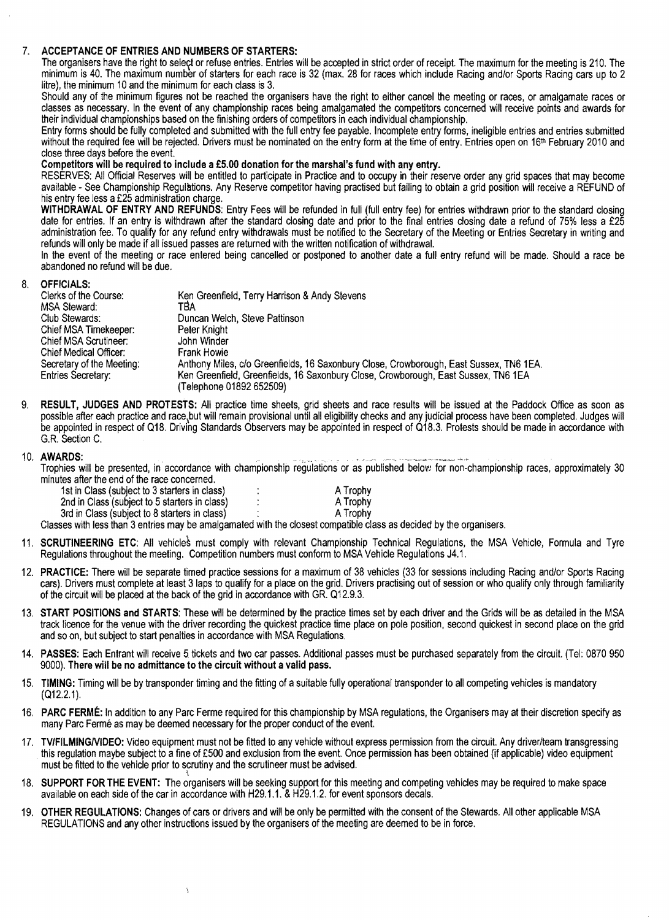## 7. ACCEPTANCE OF ENTRIES AND NUMBERS OF STARTERS:

The organisers have the right to select or refuse entries. Entries will be accepted in strict order of receipt. The maximum for the meeting is 210. The minimum is 40. The maximum number of starters for each race is 32 (max. 28 for races which include Racing and/or Sports Racing cars up to 2 litre), the minimum 10 and the minimum for each class is 3.

Should any of the minimum figures not be reached the organisers have the right to either cancel the meeting or races, or amalgamate races or classes as necessary. In the event of any championship races being amalgamated the competitors concerned will receive points and awards for their individual championships based on the finishing orders of competitors in each individual championship.

Entry forms should be fully completed and submitted with the full entry fee payable. Incomplete entry forms, ineligible entries and entries submitted without the required fee will be rejected. Drivers must be nominated on the entry form at the time of entry. Entries open on 16th February 2010 and close three days before the event.

**Competitors will be required to include a £5.00 donation for the marshal's fund with any entry.**

RESERVES: All Official Reserves will be entitled to participate in Practice and to occupy in their reserve order any grid spaces that may become available - See Championship Regulations. Any Reserve competitor having practised but failing to obtain a grid position will receive a REFUND of his entry fee less a £25 administration charge.

**WITHDRAWAL OF ENTRY AND REFUNDS**: Entry Fees will be refunded in full (full entry fee) for entries withdrawn prior to the standard closing date for entries. If an entry is withdrawn after the standard closing date and prior to the final entries closing date a refund of 75% less a £25 administration fee. To qualify for any refund entry withdrawals must be notified to the Secretary of the Meeting or Entries Secretary in writing and refunds will only be made if all issued passes are returned with the written notification of withdrawal.

In the event of the meeting or race entered being cancelled or postponed to another date a full entry refund will be made. Should a race be abandoned no refund will be due.

## 8. OFFICIALS:

| | |
|---|---|
| Clerks of the Course: | Ken Greenfield, Terry Harrison & Andy Stevens |
| MSA Steward: | TBA |
| Club Stewards: | Duncan Welch, Steve Pattinson |
| Chief MSA Timekeeper: | Peter Knight |
| Chief MSA Scrutineer: | John Winder |
| Chief Medical Officer: | Frank Howie |
| Secretary of the Meeting: | Anthony Miles, c/o Greenfields, 16 Saxonbury Close, Crowborough, East Sussex, TN6 1EA. |
| Entries Secretary: | Ken Greenfield, Greenfields, 16 Saxonbury Close, Crowborough, East Sussex, TN6 1EA (Telephone 01892 652509) |

## 9. RESULT, JUDGES AND PROTESTS:

All practice time sheets, grid sheets and race results will be issued at the Paddock Office as soon as possible after each practice and race,but will remain provisional until all eligibility checks and any judicial process have been completed. Judges will be appointed in respect of Q18. Driving Standards Observers may be appointed in respect of Q18.3. Protests should be made in accordance with G.R. Section C.

## 10. AWARDS:

Trophies will be presented, in accordance with championship regulations or as published below for non-championship races, approximately 30 minutes after the end of the race concerned.

| | | |
|---|---|---|
| 1st in Class (subject to 3 starters in class) | : | A Trophy |
| 2nd in Class (subject to 5 starters in class) | : | A Trophy |
| 3rd in Class (subject to 8 starters in class) | : | A Trophy |

Classes with less than 3 entries may be amalgamated with the closest compatible class as decided by the organisers.

## 11. SCRUTINEERING ETC:

All vehicles must comply with relevant Championship Technical Regulations, the MSA Vehicle, Formula and Tyre Regulations throughout the meeting. Competition numbers must conform to MSA Vehicle Regulations J4.1.

## 12. PRACTICE:

There will be separate timed practice sessions for a maximum of 38 vehicles (33 for sessions including Racing and/or Sports Racing cars). Drivers must complete at least 3 laps to qualify for a place on the grid. Drivers practising out of session or who qualify only through familiarity of the circuit will be placed at the back of the grid in accordance with GR. Q12.9.3.

## 13. START POSITIONS and STARTS:

These will be determined by the practice times set by each driver and the Grids will be as detailed in the MSA track licence for the venue with the driver recording the quickest practice time place on pole position, second quickest in second place on the grid and so on, but subject to start penalties in accordance with MSA Regulations.

## 14. PASSES:

Each Entrant will receive 5 tickets and two car passes. Additional passes must be purchased separately from the circuit. (Tel: 0870 950 9000). **There will be no admittance to the circuit without a valid pass.**

## 15. TIMING:

Timing will be by transponder timing and the fitting of a suitable fully operational transponder to all competing vehicles is mandatory (Q12.2.1).

## 16. PARC FERMÉ:

In addition to any Parc Ferme required for this championship by MSA regulations, the Organisers may at their discretion specify as many Parc Fermé as may be deemed necessary for the proper conduct of the event.

## 17. TV/FILMING/VIDEO:

Video equipment must not be fitted to any vehicle without express permission from the circuit. Any driver/team transgressing this regulation maybe subject to a fine of £500 and exclusion from the event. Once permission has been obtained (if applicable) video equipment must be fitted to the vehicle prior to scrutiny and the scrutineer must be advised.

## 18. SUPPORT FOR THE EVENT:

The organisers will be seeking support for this meeting and competing vehicles may be required to make space available on each side of the car in accordance with H29.1.1. & H29.1.2. for event sponsors decals.

## 19. OTHER REGULATIONS:

Changes of cars or drivers and will be only be permitted with the consent of the Stewards. All other applicable MSA REGULATIONS and any other instructions issued by the organisers of the meeting are deemed to be in force.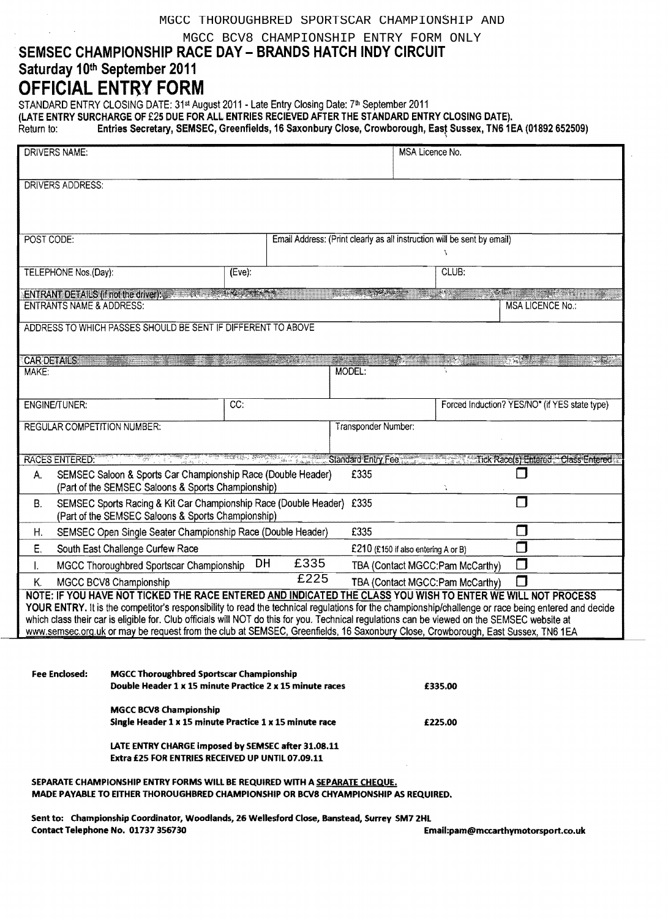MGCC THOROUGHBRED SPORTSCAR CHAMPIONSHIP AND

MGCC BCV8 CHAMPIONSHIP ENTRY FORM ONLY

# SEMSEC CHAMPIONSHIP RACE DAY – BRANDS HATCH INDY CIRCUIT

## Saturday 10th September 2011

# OFFICIAL ENTRY FORM

STANDARD ENTRY CLOSING DATE: 31st August 2011 - Late Entry Closing Date: 7th September 2011

**(LATE ENTRY SURCHARGE OF £25 DUE FOR ALL ENTRIES RECIEVED AFTER THE STANDARD ENTRY CLOSING DATE).**

Return to: **Entries Secretary, SEMSEC, Greenfields, 16 Saxonbury Close, Crowborough, East Sussex, TN6 1EA (01892 652509)**

| DRIVERS NAME: | | MSA Licence No. |
|---|---|---|
| DRIVERS ADDRESS: | | |
| POST CODE: | Email Address: (Print clearly as all instruction will be sent by email) | |
| TELEPHONE Nos.(Day): | (Eve): | CLUB: |

| ENTRANT DETAILS (if not the driver): | |
|---|---|
| ENTRANTS NAME & ADDRESS: | MSA LICENCE No.: |
| ADDRESS TO WHICH PASSES SHOULD BE SENT IF DIFFERENT TO ABOVE | |

| CAR DETAILS | | |
|---|---|---|
| MAKE: | MODEL: | |
| ENGINE/TUNER: | CC: | Forced Induction? YES/NO* (if YES state type) |
| REGULAR COMPETITION NUMBER: | Transponder Number: | |

| | RACES ENTERED: | Standard Entry Fee | Tick Race(s) Entered | Class Entered |
|---|---|---|---|---|
| A. | SEMSEC Saloon & Sports Car Championship Race (Double Header) (Part of the SEMSEC Saloons & Sports Championship) | £335 | ☐ | |
| B. | SEMSEC Sports Racing & Kit Car Championship Race (Double Header) (Part of the SEMSEC Saloons & Sports Championship) | £335 | ☐ | |
| H. | SEMSEC Open Single Seater Championship Race (Double Header) | £335 | ☐ | |
| E. | South East Challenge Curfew Race | £210 (£150 if also entering A or B) | ☐ | |
| I. | MGCC Thoroughbred Sportscar Championship DH £335 | TBA (Contact MGCC:Pam McCarthy) | ☐ | |
| K. | MGCC BCV8 Championship £225 | TBA (Contact MGCC:Pam McCarthy) | ☐ | |

**NOTE: IF YOU HAVE NOT TICKED THE RACE ENTERED AND INDICATED THE CLASS YOU WISH TO ENTER WE WILL NOT PROCESS YOUR ENTRY.** It is the competitor's responsibility to read the technical regulations for the championship/challenge or race being entered and decide which class their car is eligible for. Club officials will NOT do this for you. Technical regulations can be viewed on the SEMSEC website at www.semsec.org.uk or may be request from the club at SEMSEC, Greenfields, 16 Saxonbury Close, Crowborough, East Sussex, TN6 1EA

**Fee Enclosed:**

**MGCC Thoroughbred Sportscar Championship**
**Double Header 1 x 15 minute Practice 2 x 15 minute races** — **£335.00**

**MGCC BCV8 Championship**
**Single Header 1 x 15 minute Practice 1 x 15 minute race** — **£225.00**

**LATE ENTRY CHARGE imposed by SEMSEC after 31.08.11**
**Extra £25 FOR ENTRIES RECEIVED UP UNTIL 07.09.11**

**SEPARATE CHAMPIONSHIP ENTRY FORMS WILL BE REQUIRED WITH A SEPARATE CHEQUE.**
**MADE PAYABLE TO EITHER THOROUGHBRED CHAMPIONSHIP OR BCV8 CHYAMPIONSHIP AS REQUIRED.**

**Sent to: Championship Coordinator, Woodlands, 26 Wellesford Close, Banstead, Surrey SM7 2HL**
**Contact Telephone No. 01737 356730**
**Email:pam@mccarthymotorsport.co.uk**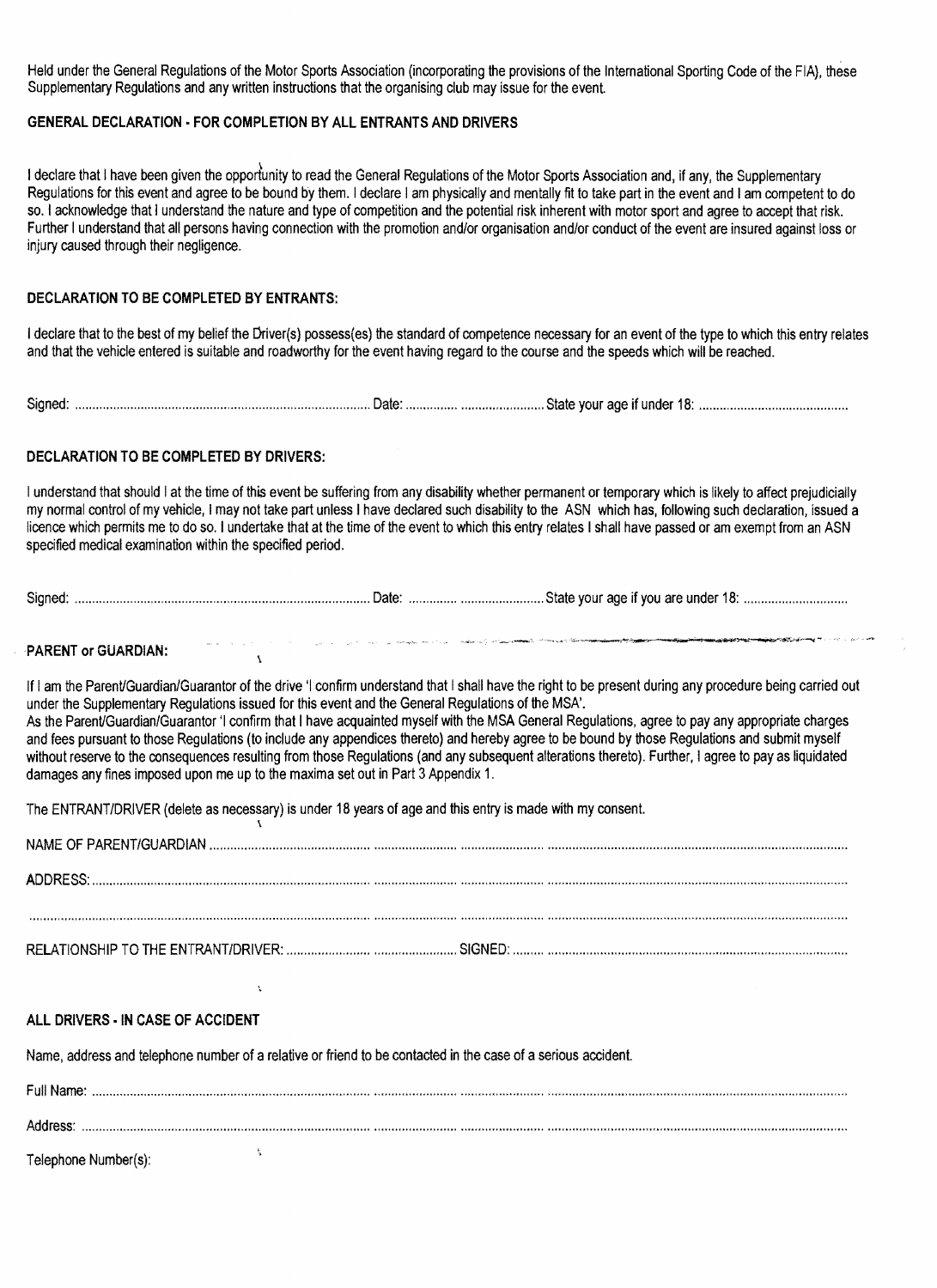Held under the General Regulations of the Motor Sports Association (incorporating the provisions of the International Sporting Code of the FIA), these Supplementary Regulations and any written instructions that the organising club may issue for the event.

**GENERAL DECLARATION - FOR COMPLETION BY ALL ENTRANTS AND DRIVERS**

I declare that I have been given the opportunity to read the General Regulations of the Motor Sports Association and, if any, the Supplementary Regulations for this event and agree to be bound by them. I declare I am physically and mentally fit to take part in the event and I am competent to do so. I acknowledge that I understand the nature and type of competition and the potential risk inherent with motor sport and agree to accept that risk. Further I understand that all persons having connection with the promotion and/or organisation and/or conduct of the event are insured against loss or injury caused through their negligence.

**DECLARATION TO BE COMPLETED BY ENTRANTS:**

I declare that to the best of my belief the Driver(s) possess(es) the standard of competence necessary for an event of the type to which this entry relates and that the vehicle entered is suitable and roadworthy for the event having regard to the course and the speeds which will be reached.

Signed: ........................................................................................ Date: ............... ........................ State your age if under 18: ..........................................

**DECLARATION TO BE COMPLETED BY DRIVERS:**

I understand that should I at the time of this event be suffering from any disability whether permanent or temporary which is likely to affect prejudicially my normal control of my vehicle, I may not take part unless I have declared such disability to the ASN which has, following such declaration, issued a licence which permits me to do so. I undertake that at the time of the event to which this entry relates I shall have passed or am exempt from an ASN specified medical examination within the specified period.

Signed: ........................................................................................ Date: ............... ........................ State your age if you are under 18: ..............................

**PARENT or GUARDIAN:**

If I am the Parent/Guardian/Guarantor of the drive 'I confirm understand that I shall have the right to be present during any procedure being carried out under the Supplementary Regulations issued for this event and the General Regulations of the MSA'.
As the Parent/Guardian/Guarantor 'I confirm that I have acquainted myself with the MSA General Regulations, agree to pay any appropriate charges and fees pursuant to those Regulations (to include any appendices thereto) and hereby agree to be bound by those Regulations and submit myself without reserve to the consequences resulting from those Regulations (and any subsequent alterations thereto). Further, I agree to pay as liquidated damages any fines imposed upon me up to the maxima set out in Part 3 Appendix 1.

The ENTRANT/DRIVER (delete as necessary) is under 18 years of age and this entry is made with my consent.

NAME OF PARENT/GUARDIAN ..............................................................................................................................................................

ADDRESS: ..........................................................................................................................................................................................

..........................................................................................................................................................................................................

RELATIONSHIP TO THE ENTRANT/DRIVER: ......................... ......................... SIGNED: .........................................................................

**ALL DRIVERS - IN CASE OF ACCIDENT**

Name, address and telephone number of a relative or friend to be contacted in the case of a serious accident.

Full Name: ..........................................................................................................................................................................................

Address: .............................................................................................................................................................................................

Telephone Number(s):